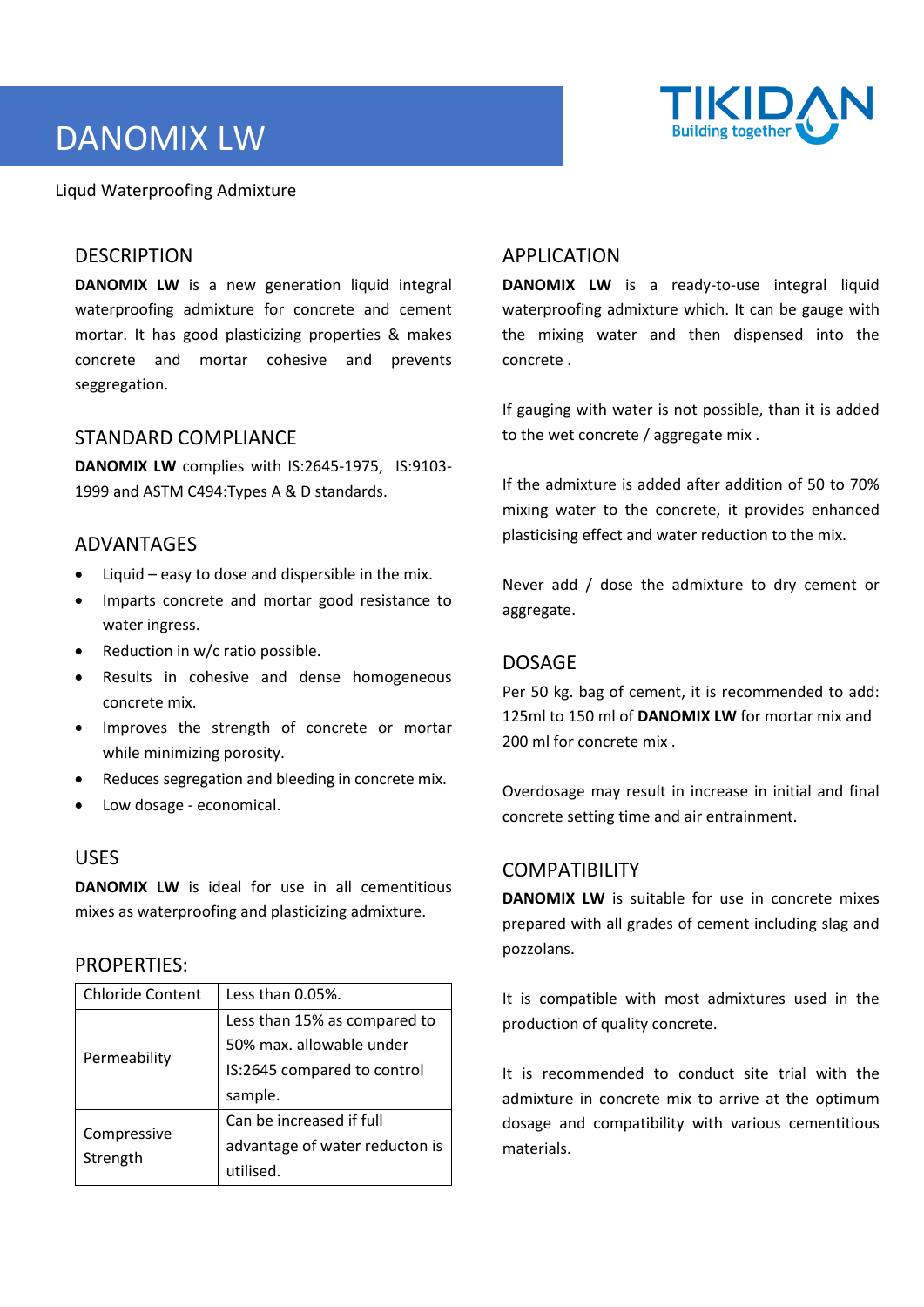# DANOMIX LW

Liqud Waterproofing Admixture

## DESCRIPTION

**DANOMIX LW** is a new generation liquid integral waterproofing admixture for concrete and cement mortar. It has good plasticizing properties & makes concrete and mortar cohesive and prevents seggregation.

## STANDARD COMPLIANCE

**DANOMIX LW** complies with IS:2645-1975, IS:9103-1999 and ASTM C494:Types A & D standards.

## ADVANTAGES

- Liquid – easy to dose and dispersible in the mix.
- Imparts concrete and mortar good resistance to water ingress.
- Reduction in w/c ratio possible.
- Results in cohesive and dense homogeneous concrete mix.
- Improves the strength of concrete or mortar while minimizing porosity.
- Reduces segregation and bleeding in concrete mix.
- Low dosage - economical.

## USES

**DANOMIX LW** is ideal for use in all cementitious mixes as waterproofing and plasticizing admixture.

## PROPERTIES:

| | |
|---|---|
| Chloride Content | Less than 0.05%. |
| Permeability | Less than 15% as compared to 50% max. allowable under IS:2645 compared to control sample. |
| Compressive Strength | Can be increased if full advantage of water reducton is utilised. |

## APPLICATION

**DANOMIX LW** is a ready-to-use integral liquid waterproofing admixture which. It can be gauge with the mixing water and then dispensed into the concrete .

If gauging with water is not possible, than it is added to the wet concrete / aggregate mix .

If the admixture is added after addition of 50 to 70% mixing water to the concrete, it provides enhanced plasticising effect and water reduction to the mix.

Never add / dose the admixture to dry cement or aggregate.

## DOSAGE

Per 50 kg. bag of cement, it is recommended to add: 125ml to 150 ml of **DANOMIX LW** for mortar mix and 200 ml for concrete mix .

Overdosage may result in increase in initial and final concrete setting time and air entrainment.

## COMPATIBILITY

**DANOMIX LW** is suitable for use in concrete mixes prepared with all grades of cement including slag and pozzolans.

It is compatible with most admixtures used in the production of quality concrete.

It is recommended to conduct site trial with the admixture in concrete mix to arrive at the optimum dosage and compatibility with various cementitious materials.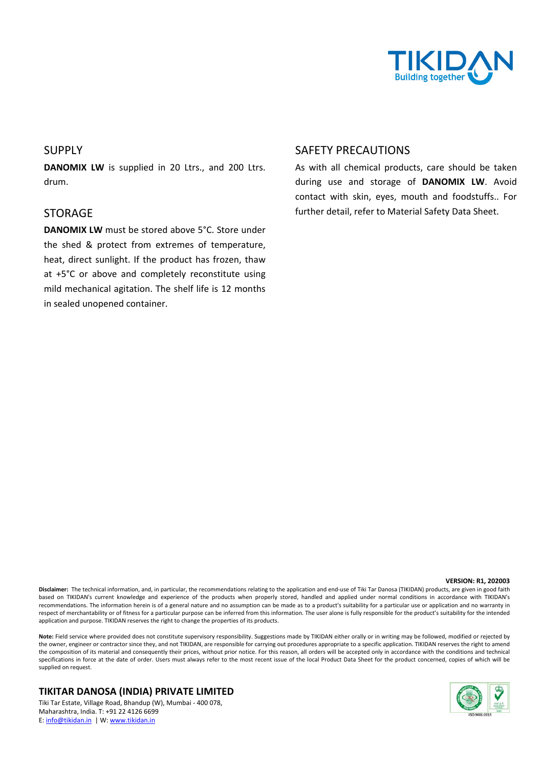## SUPPLY

**DANOMIX LW** is supplied in 20 Ltrs., and 200 Ltrs. drum.

## STORAGE

**DANOMIX LW** must be stored above 5°C. Store under the shed & protect from extremes of temperature, heat, direct sunlight. If the product has frozen, thaw at +5°C or above and completely reconstitute using mild mechanical agitation. The shelf life is 12 months in sealed unopened container.

## SAFETY PRECAUTIONS

As with all chemical products, care should be taken during use and storage of **DANOMIX LW**. Avoid contact with skin, eyes, mouth and foodstuffs.. For further detail, refer to Material Safety Data Sheet.

**VERSION: R1, 202003**

**Disclaimer:** The technical information, and, in particular, the recommendations relating to the application and end-use of Tiki Tar Danosa (TIKIDAN) products, are given in good faith based on TIKIDAN's current knowledge and experience of the products when properly stored, handled and applied under normal conditions in accordance with TIKIDAN's recommendations. The information herein is of a general nature and no assumption can be made as to a product's suitability for a particular use or application and no warranty in respect of merchantability or of fitness for a particular purpose can be inferred from this information. The user alone is fully responsible for the product's suitability for the intended application and purpose. TIKIDAN reserves the right to change the properties of its products.

**Note:** Field service where provided does not constitute supervisory responsibility. Suggestions made by TIKIDAN either orally or in writing may be followed, modified or rejected by the owner, engineer or contractor since they, and not TIKIDAN, are responsible for carrying out procedures appropriate to a specific application. TIKIDAN reserves the right to amend the composition of its material and consequently their prices, without prior notice. For this reason, all orders will be accepted only in accordance with the conditions and technical specifications in force at the date of order. Users must always refer to the most recent issue of the local Product Data Sheet for the product concerned, copies of which will be supplied on request.

**TIKITAR DANOSA (INDIA) PRIVATE LIMITED**
Tiki Tar Estate, Village Road, Bhandup (W), Mumbai - 400 078,
Maharashtra, India. T: +91 22 4126 6699
E: info@tikidan.in | W: www.tikidan.in